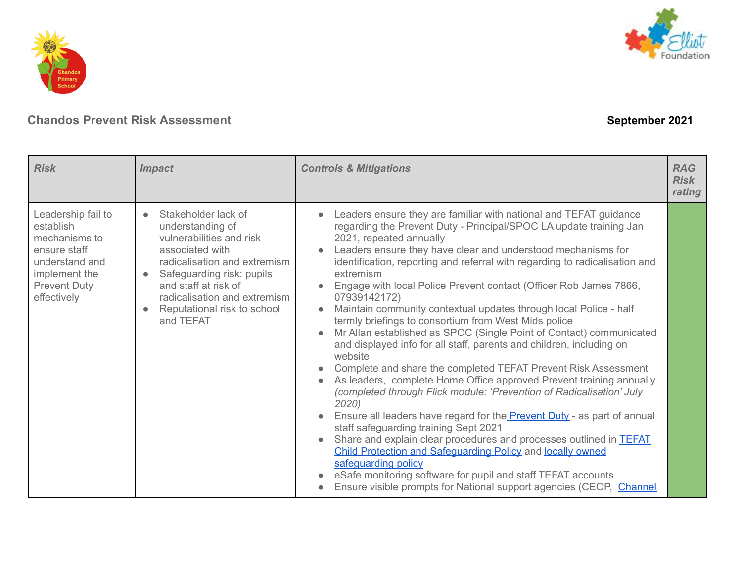## Chandos Prevent Risk Assessment

**September 2021**

| *Risk* | *Impact* | *Controls & Mitigations* | *RAG Risk rating* |
|---|---|---|---|
| Leadership fail to establish mechanisms to ensure staff understand and implement the Prevent Duty effectively | • Stakeholder lack of understanding of vulnerabilities and risk associated with radicalisation and extremism<br>• Safeguarding risk: pupils and staff at risk of radicalisation and extremism<br>• Reputational risk to school and TEFAT | • Leaders ensure they are familiar with national and TEFAT guidance regarding the Prevent Duty - Principal/SPOC LA update training Jan 2021, repeated annually<br>• Leaders ensure they have clear and understood mechanisms for identification, reporting and referral with regarding to radicalisation and extremism<br>• Engage with local Police Prevent contact (Officer Rob James 7866, 07939142172)<br>• Maintain community contextual updates through local Police - half termly briefings to consortium from West Mids police<br>• Mr Allan established as SPOC (Single Point of Contact) communicated and displayed info for all staff, parents and children, including on website<br>• Complete and share the completed TEFAT Prevent Risk Assessment<br>• As leaders, complete Home Office approved Prevent training annually *(completed through Flick module: 'Prevention of Radicalisation' July 2020)*<br>• Ensure all leaders have regard for the Prevent Duty - as part of annual staff safeguarding training Sept 2021<br>• Share and explain clear procedures and processes outlined in TEFAT Child Protection and Safeguarding Policy and locally owned safeguarding policy<br>• eSafe monitoring software for pupil and staff TEFAT accounts<br>• Ensure visible prompts for National support agencies (CEOP, Channel | |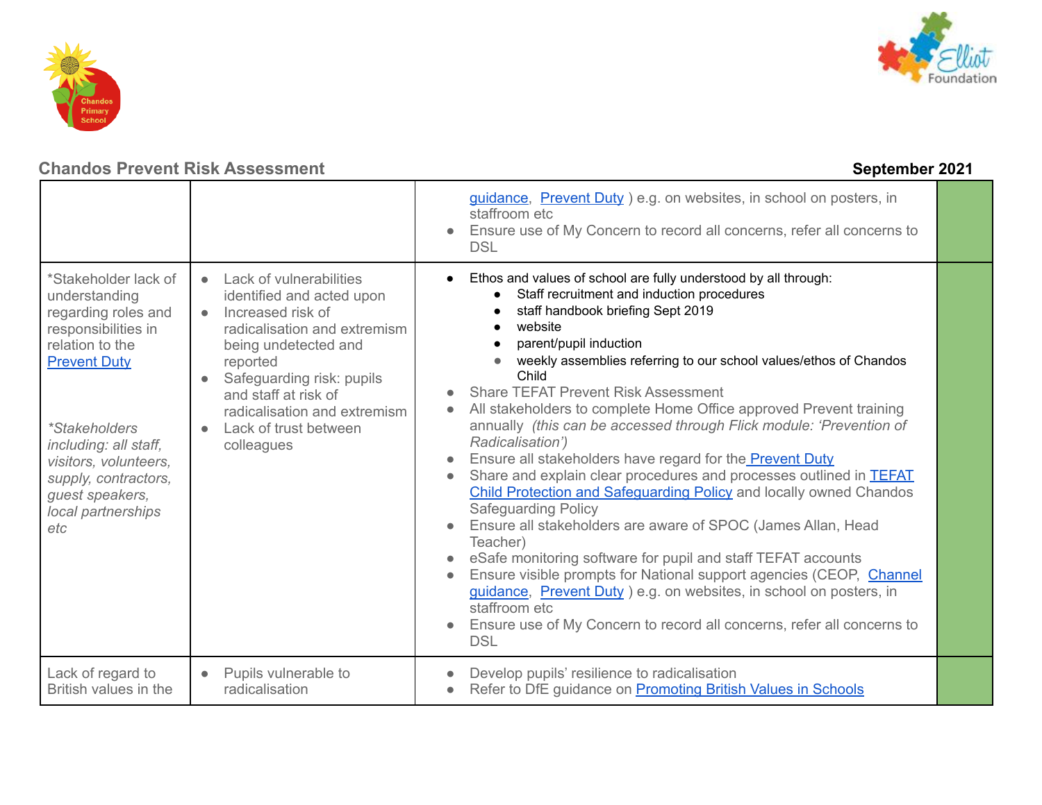**Chandos Prevent Risk Assessment** **September 2021**

| | | | |
|---|---|---|---|
| | | guidance, Prevent Duty ) e.g. on websites, in school on posters, in staffroom etc<br>● Ensure use of My Concern to record all concerns, refer all concerns to DSL | |
| *Stakeholder lack of understanding regarding roles and responsibilities in relation to the Prevent Duty<br><br>*\*Stakeholders including: all staff, visitors, volunteers, supply, contractors, guest speakers, local partnerships etc* | ● Lack of vulnerabilities identified and acted upon<br>● Increased risk of radicalisation and extremism being undetected and reported<br>● Safeguarding risk: pupils and staff at risk of radicalisation and extremism<br>● Lack of trust between colleagues | ● Ethos and values of school are fully understood by all through:<br>&nbsp;&nbsp;&nbsp;&nbsp;● Staff recruitment and induction procedures<br>&nbsp;&nbsp;&nbsp;&nbsp;● staff handbook briefing Sept 2019<br>&nbsp;&nbsp;&nbsp;&nbsp;● website<br>&nbsp;&nbsp;&nbsp;&nbsp;● parent/pupil induction<br>&nbsp;&nbsp;&nbsp;&nbsp;● weekly assemblies referring to our school values/ethos of Chandos Child<br>● Share TEFAT Prevent Risk Assessment<br>● All stakeholders to complete Home Office approved Prevent training annually *(this can be accessed through Flick module: 'Prevention of Radicalisation')*<br>● Ensure all stakeholders have regard for the Prevent Duty<br>● Share and explain clear procedures and processes outlined in TEFAT Child Protection and Safeguarding Policy and locally owned Chandos Safeguarding Policy<br>● Ensure all stakeholders are aware of SPOC (James Allan, Head Teacher)<br>● eSafe monitoring software for pupil and staff TEFAT accounts<br>● Ensure visible prompts for National support agencies (CEOP, Channel guidance, Prevent Duty ) e.g. on websites, in school on posters, in staffroom etc<br>● Ensure use of My Concern to record all concerns, refer all concerns to DSL | |
| Lack of regard to British values in the | ● Pupils vulnerable to radicalisation | ● Develop pupils' resilience to radicalisation<br>● Refer to DfE guidance on Promoting British Values in Schools | |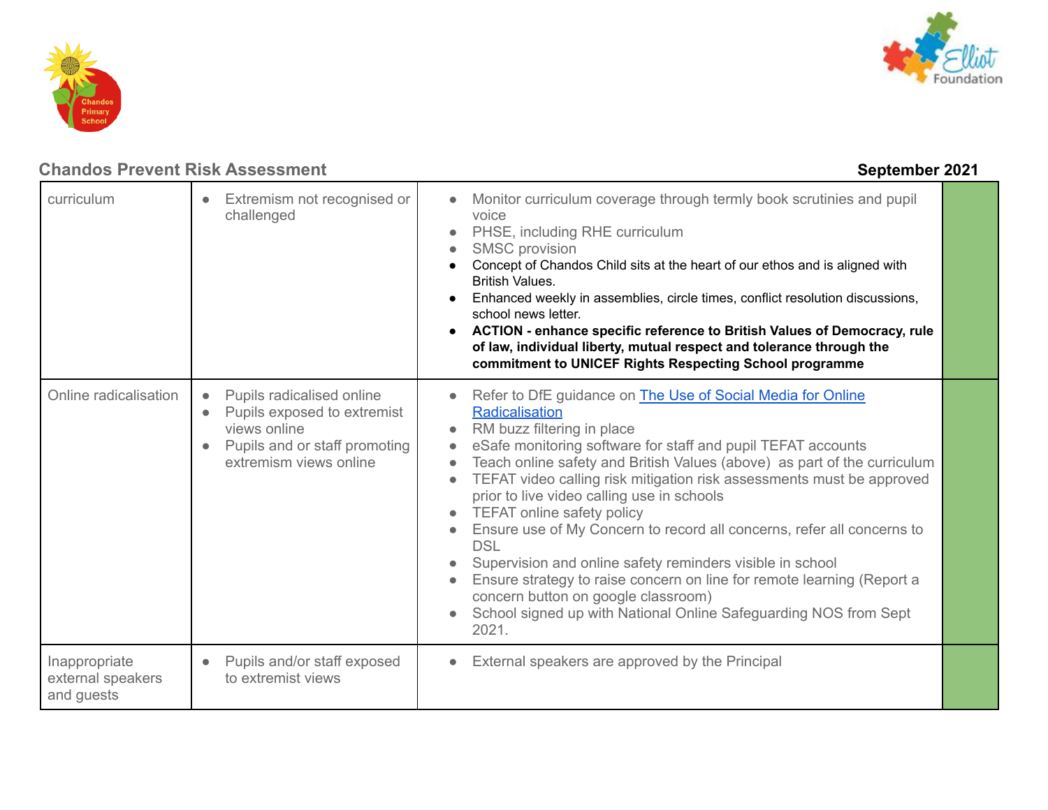**Chandos Prevent Risk Assessment** **September 2021**

| | | | |
|---|---|---|---|
| curriculum | • Extremism not recognised or challenged | • Monitor curriculum coverage through termly book scrutinies and pupil voice<br>• PHSE, including RHE curriculum<br>• SMSC provision<br>• Concept of Chandos Child sits at the heart of our ethos and is aligned with British Values.<br>• Enhanced weekly in assemblies, circle times, conflict resolution discussions, school news letter.<br>• **ACTION - enhance specific reference to British Values of Democracy, rule of law, individual liberty, mutual respect and tolerance through the commitment to UNICEF Rights Respecting School programme** | |
| Online radicalisation | • Pupils radicalised online<br>• Pupils exposed to extremist views online<br>• Pupils and or staff promoting extremism views online | • Refer to DfE guidance on The Use of Social Media for Online Radicalisation<br>• RM buzz filtering in place<br>• eSafe monitoring software for staff and pupil TEFAT accounts<br>• Teach online safety and British Values (above) as part of the curriculum<br>• TEFAT video calling risk mitigation risk assessments must be approved prior to live video calling use in schools<br>• TEFAT online safety policy<br>• Ensure use of My Concern to record all concerns, refer all concerns to DSL<br>• Supervision and online safety reminders visible in school<br>• Ensure strategy to raise concern on line for remote learning (Report a concern button on google classroom)<br>• School signed up with National Online Safeguarding NOS from Sept 2021. | |
| Inappropriate external speakers and guests | • Pupils and/or staff exposed to extremist views | • External speakers are approved by the Principal | |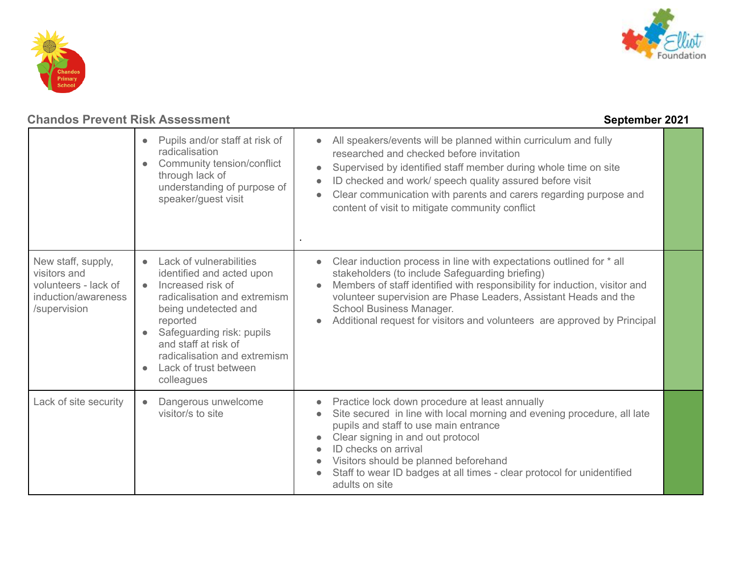## Chandos Prevent Risk Assessment

**September 2021**

| | | | |
|---|---|---|---|
| | • Pupils and/or staff at risk of radicalisation<br>• Community tension/conflict through lack of understanding of purpose of speaker/guest visit | • All speakers/events will be planned within curriculum and fully researched and checked before invitation<br>• Supervised by identified staff member during whole time on site<br>• ID checked and work/ speech quality assured before visit<br>• Clear communication with parents and carers regarding purpose and content of visit to mitigate community conflict<br>. | |
| New staff, supply, visitors and volunteers - lack of induction/awareness /supervision | • Lack of vulnerabilities identified and acted upon<br>• Increased risk of radicalisation and extremism being undetected and reported<br>• Safeguarding risk: pupils and staff at risk of radicalisation and extremism<br>• Lack of trust between colleagues | • Clear induction process in line with expectations outlined for * all stakeholders (to include Safeguarding briefing)<br>• Members of staff identified with responsibility for induction, visitor and volunteer supervision are Phase Leaders, Assistant Heads and the School Business Manager.<br>• Additional request for visitors and volunteers are approved by Principal | |
| Lack of site security | • Dangerous unwelcome visitor/s to site | • Practice lock down procedure at least annually<br>• Site secured in line with local morning and evening procedure, all late pupils and staff to use main entrance<br>• Clear signing in and out protocol<br>• ID checks on arrival<br>• Visitors should be planned beforehand<br>• Staff to wear ID badges at all times - clear protocol for unidentified adults on site | |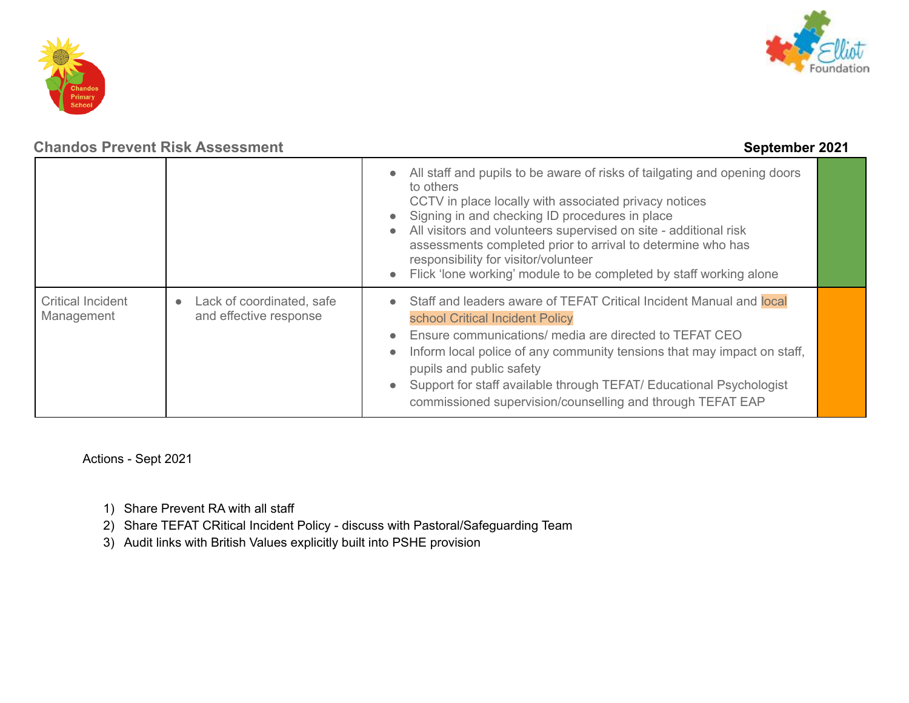| | | | |
|---|---|---|---|
| | | • All staff and pupils to be aware of risks of tailgating and opening doors to others<br>CCTV in place locally with associated privacy notices<br>• Signing in and checking ID procedures in place<br>• All visitors and volunteers supervised on site - additional risk assessments completed prior to arrival to determine who has responsibility for visitor/volunteer<br>• Flick 'lone working' module to be completed by staff working alone | |
| Critical Incident Management | • Lack of coordinated, safe and effective response | • Staff and leaders aware of TEFAT Critical Incident Manual and local school Critical Incident Policy<br>• Ensure communications/ media are directed to TEFAT CEO<br>• Inform local police of any community tensions that may impact on staff, pupils and public safety<br>• Support for staff available through TEFAT/ Educational Psychologist commissioned supervision/counselling and through TEFAT EAP | |

Actions - Sept 2021

1) Share Prevent RA with all staff
2) Share TEFAT CRitical Incident Policy - discuss with Pastoral/Safeguarding Team
3) Audit links with British Values explicitly built into PSHE provision